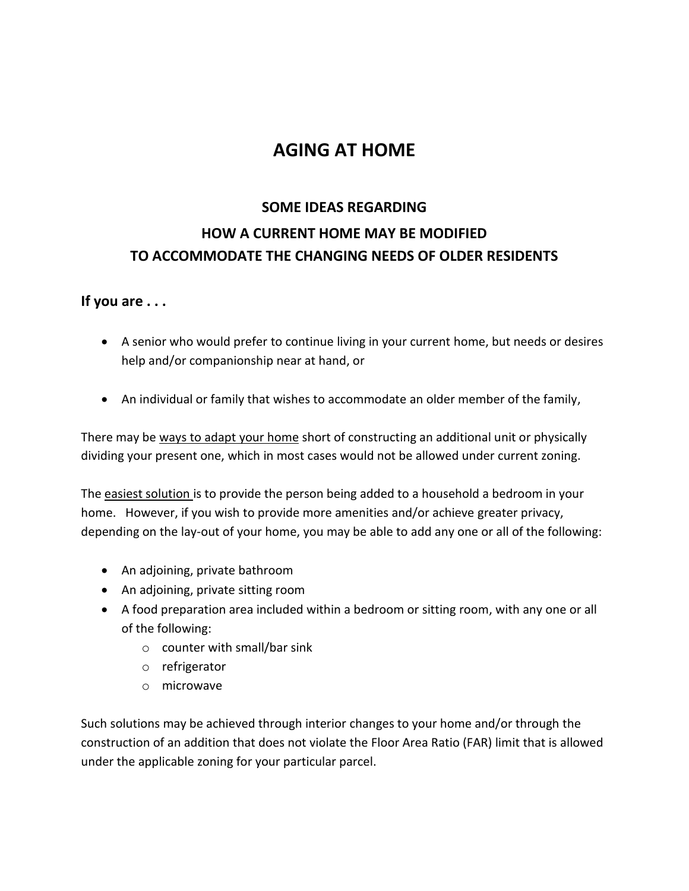# AGING AT HOME

## SOME IDEAS REGARDING
## HOW A CURRENT HOME MAY BE MODIFIED
## TO ACCOMMODATE THE CHANGING NEEDS OF OLDER RESIDENTS

### If you are . . .

- A senior who would prefer to continue living in your current home, but needs or desires help and/or companionship near at hand, or
- An individual or family that wishes to accommodate an older member of the family,

There may be <u>ways to adapt your home</u> short of constructing an additional unit or physically dividing your present one, which in most cases would not be allowed under current zoning.

The <u>easiest solution</u> is to provide the person being added to a household a bedroom in your home. However, if you wish to provide more amenities and/or achieve greater privacy, depending on the lay-out of your home, you may be able to add any one or all of the following:

- An adjoining, private bathroom
- An adjoining, private sitting room
- A food preparation area included within a bedroom or sitting room, with any one or all of the following:
  - counter with small/bar sink
  - refrigerator
  - microwave

Such solutions may be achieved through interior changes to your home and/or through the construction of an addition that does not violate the Floor Area Ratio (FAR) limit that is allowed under the applicable zoning for your particular parcel.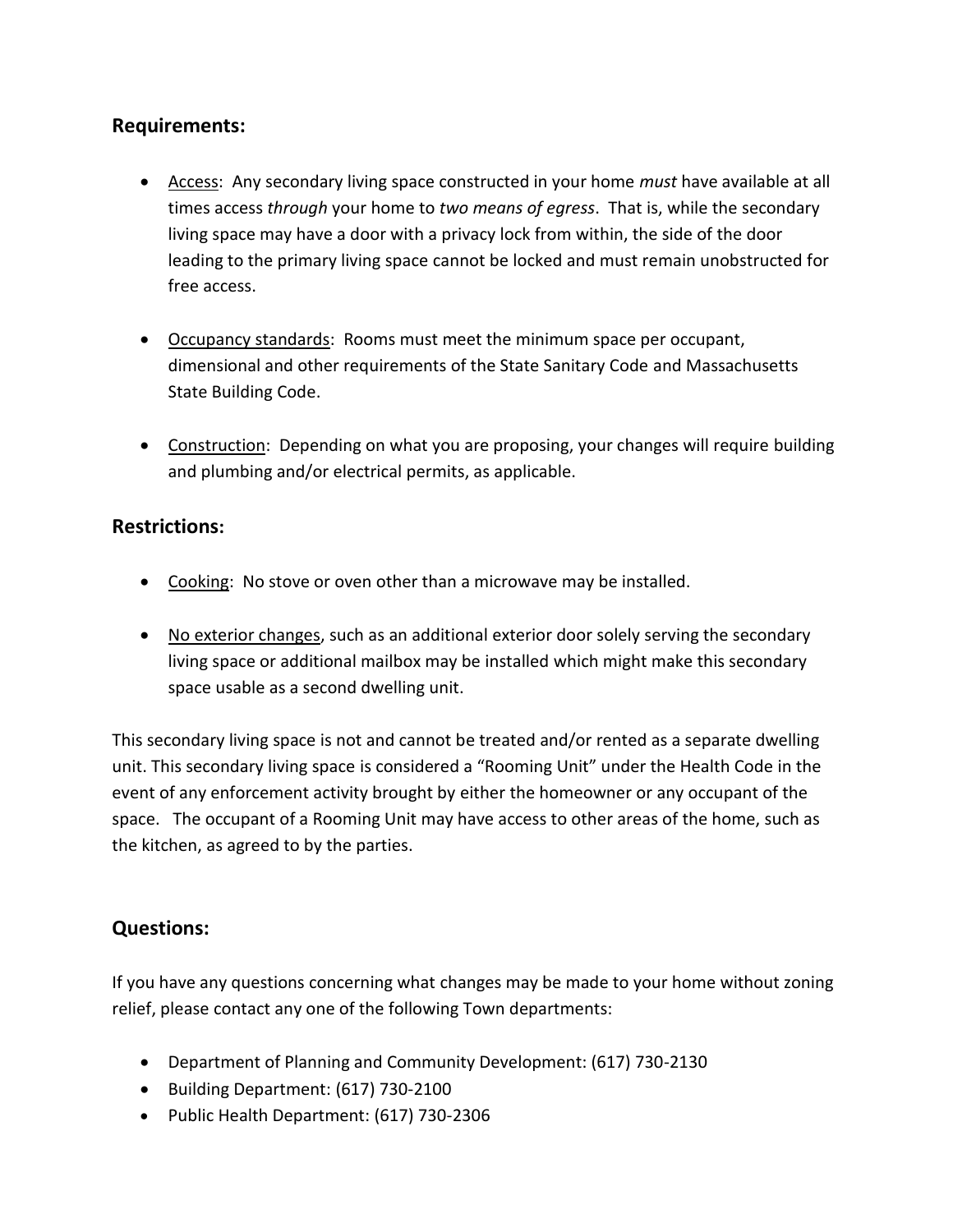## Requirements:

- <u>Access</u>: Any secondary living space constructed in your home *must* have available at all times access *through* your home to *two means of egress*. That is, while the secondary living space may have a door with a privacy lock from within, the side of the door leading to the primary living space cannot be locked and must remain unobstructed for free access.

- <u>Occupancy standards</u>: Rooms must meet the minimum space per occupant, dimensional and other requirements of the State Sanitary Code and Massachusetts State Building Code.

- <u>Construction</u>: Depending on what you are proposing, your changes will require building and plumbing and/or electrical permits, as applicable.

## Restrictions:

- <u>Cooking</u>: No stove or oven other than a microwave may be installed.

- <u>No exterior changes</u>, such as an additional exterior door solely serving the secondary living space or additional mailbox may be installed which might make this secondary space usable as a second dwelling unit.

This secondary living space is not and cannot be treated and/or rented as a separate dwelling unit. This secondary living space is considered a "Rooming Unit" under the Health Code in the event of any enforcement activity brought by either the homeowner or any occupant of the space. The occupant of a Rooming Unit may have access to other areas of the home, such as the kitchen, as agreed to by the parties.

## Questions:

If you have any questions concerning what changes may be made to your home without zoning relief, please contact any one of the following Town departments:

- Department of Planning and Community Development: (617) 730-2130
- Building Department: (617) 730-2100
- Public Health Department: (617) 730-2306